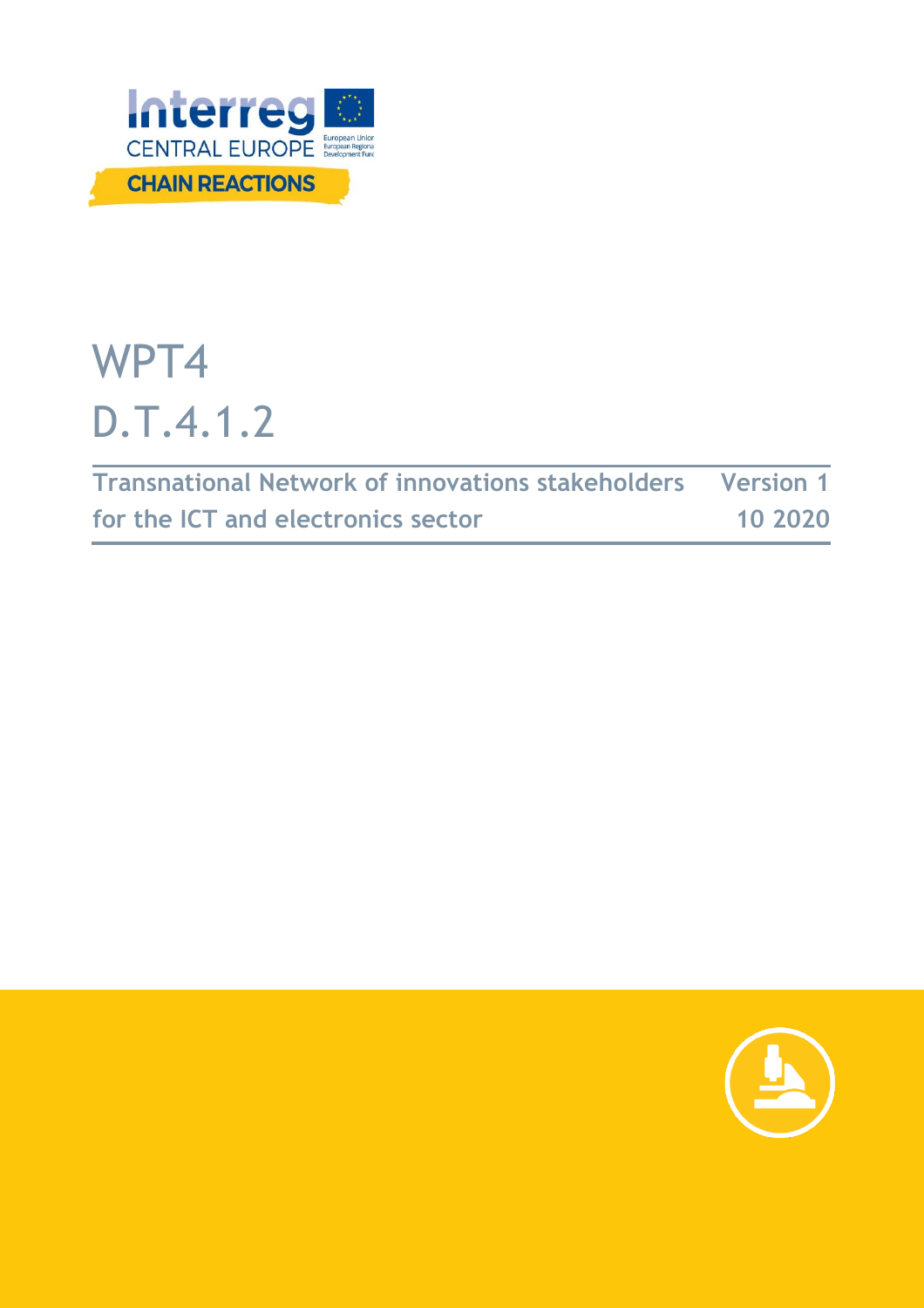Interreg
CENTRAL EUROPE
European Union
European Regional Development Fund

CHAIN REACTIONS

# WPT4
# D.T.4.1.2

| Transnational Network of innovations stakeholders for the ICT and electronics sector | Version 1 10 2020 |
| --- | --- |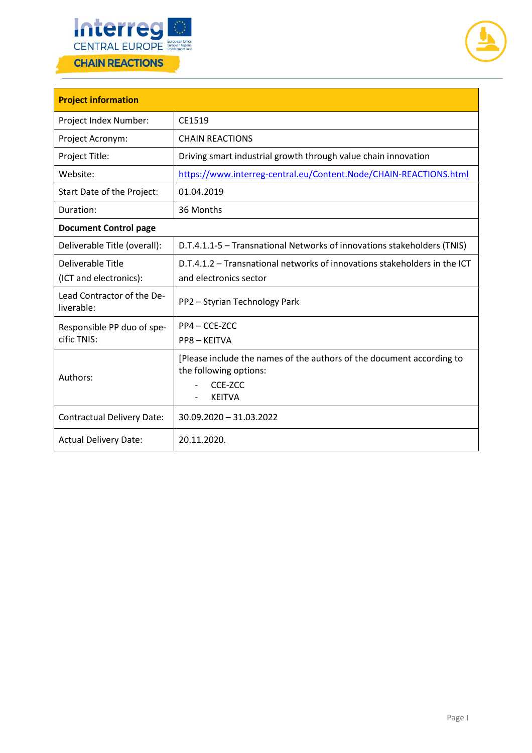| Project information | |
|---|---|
| Project Index Number: | CE1519 |
| Project Acronym: | CHAIN REACTIONS |
| Project Title: | Driving smart industrial growth through value chain innovation |
| Website: | https://www.interreg-central.eu/Content.Node/CHAIN-REACTIONS.html |
| Start Date of the Project: | 01.04.2019 |
| Duration: | 36 Months |
| **Document Control page** | |
| Deliverable Title (overall): | D.T.4.1.1-5 – Transnational Networks of innovations stakeholders (TNIS) |
| Deliverable Title (ICT and electronics): | D.T.4.1.2 – Transnational networks of innovations stakeholders in the ICT and electronics sector |
| Lead Contractor of the Deliverable: | PP2 – Styrian Technology Park |
| Responsible PP duo of specific TNIS: | PP4 – CCE-ZCC<br>PP8 – KEITVA |
| Authors: | [Please include the names of the authors of the document according to the following options:<br>- CCE-ZCC<br>- KEITVA |
| Contractual Delivery Date: | 30.09.2020 – 31.03.2022 |
| Actual Delivery Date: | 20.11.2020. |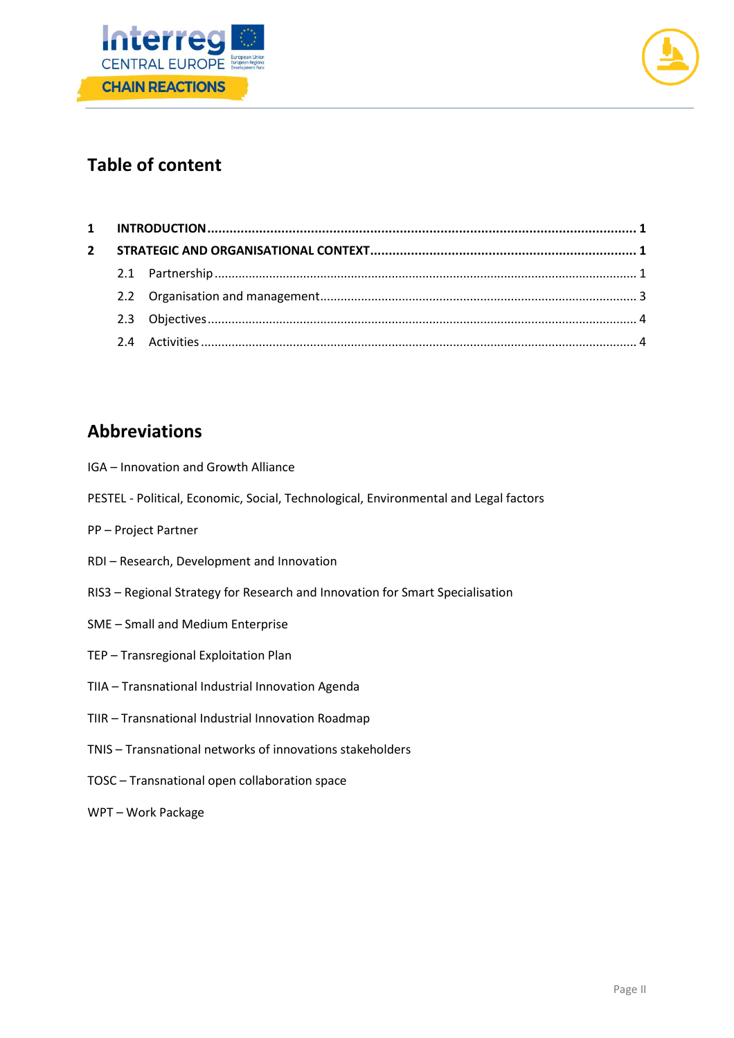## Table of content

| | | |
|---|---|---|
| **1** | **INTRODUCTION** | **1** |
| **2** | **STRATEGIC AND ORGANISATIONAL CONTEXT** | **1** |
| 2.1 | Partnership | 1 |
| 2.2 | Organisation and management | 3 |
| 2.3 | Objectives | 4 |
| 2.4 | Activities | 4 |

## Abbreviations

IGA – Innovation and Growth Alliance

PESTEL - Political, Economic, Social, Technological, Environmental and Legal factors

PP – Project Partner

RDI – Research, Development and Innovation

RIS3 – Regional Strategy for Research and Innovation for Smart Specialisation

SME – Small and Medium Enterprise

TEP – Transregional Exploitation Plan

TIIA – Transnational Industrial Innovation Agenda

TIIR – Transnational Industrial Innovation Roadmap

TNIS – Transnational networks of innovations stakeholders

TOSC – Transnational open collaboration space

WPT – Work Package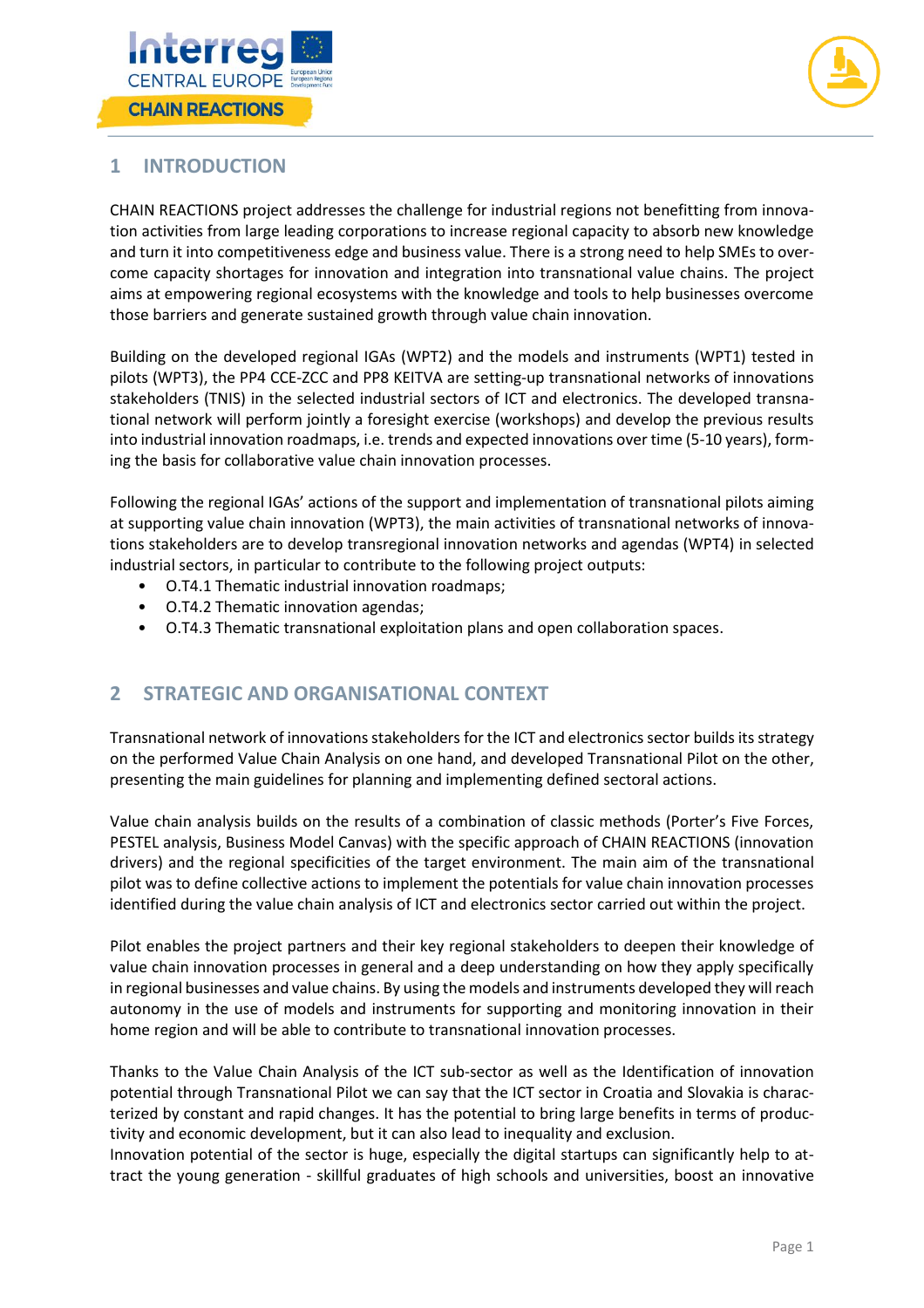# 1 INTRODUCTION

CHAIN REACTIONS project addresses the challenge for industrial regions not benefitting from innovation activities from large leading corporations to increase regional capacity to absorb new knowledge and turn it into competitiveness edge and business value. There is a strong need to help SMEs to overcome capacity shortages for innovation and integration into transnational value chains. The project aims at empowering regional ecosystems with the knowledge and tools to help businesses overcome those barriers and generate sustained growth through value chain innovation.

Building on the developed regional IGAs (WPT2) and the models and instruments (WPT1) tested in pilots (WPT3), the PP4 CCE-ZCC and PP8 KEITVA are setting-up transnational networks of innovations stakeholders (TNIS) in the selected industrial sectors of ICT and electronics. The developed transnational network will perform jointly a foresight exercise (workshops) and develop the previous results into industrial innovation roadmaps, i.e. trends and expected innovations over time (5-10 years), forming the basis for collaborative value chain innovation processes.

Following the regional IGAs' actions of the support and implementation of transnational pilots aiming at supporting value chain innovation (WPT3), the main activities of transnational networks of innovations stakeholders are to develop transregional innovation networks and agendas (WPT4) in selected industrial sectors, in particular to contribute to the following project outputs:

- O.T4.1 Thematic industrial innovation roadmaps;
- O.T4.2 Thematic innovation agendas;
- O.T4.3 Thematic transnational exploitation plans and open collaboration spaces.

# 2 STRATEGIC AND ORGANISATIONAL CONTEXT

Transnational network of innovations stakeholders for the ICT and electronics sector builds its strategy on the performed Value Chain Analysis on one hand, and developed Transnational Pilot on the other, presenting the main guidelines for planning and implementing defined sectoral actions.

Value chain analysis builds on the results of a combination of classic methods (Porter's Five Forces, PESTEL analysis, Business Model Canvas) with the specific approach of CHAIN REACTIONS (innovation drivers) and the regional specificities of the target environment. The main aim of the transnational pilot was to define collective actions to implement the potentials for value chain innovation processes identified during the value chain analysis of ICT and electronics sector carried out within the project.

Pilot enables the project partners and their key regional stakeholders to deepen their knowledge of value chain innovation processes in general and a deep understanding on how they apply specifically in regional businesses and value chains. By using the models and instruments developed they will reach autonomy in the use of models and instruments for supporting and monitoring innovation in their home region and will be able to contribute to transnational innovation processes.

Thanks to the Value Chain Analysis of the ICT sub-sector as well as the Identification of innovation potential through Transnational Pilot we can say that the ICT sector in Croatia and Slovakia is characterized by constant and rapid changes. It has the potential to bring large benefits in terms of productivity and economic development, but it can also lead to inequality and exclusion.
Innovation potential of the sector is huge, especially the digital startups can significantly help to attract the young generation - skillful graduates of high schools and universities, boost an innovative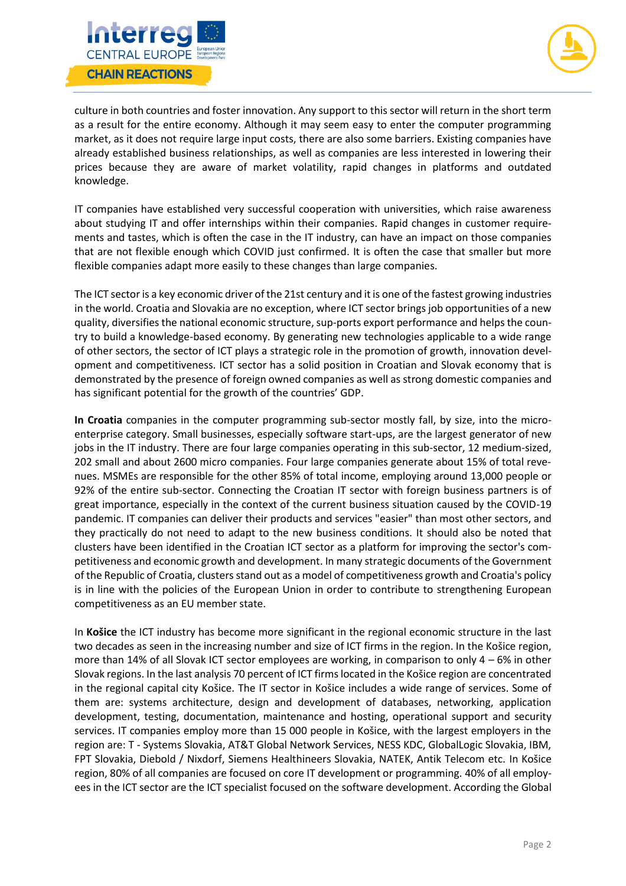culture in both countries and foster innovation. Any support to this sector will return in the short term as a result for the entire economy. Although it may seem easy to enter the computer programming market, as it does not require large input costs, there are also some barriers. Existing companies have already established business relationships, as well as companies are less interested in lowering their prices because they are aware of market volatility, rapid changes in platforms and outdated knowledge.

IT companies have established very successful cooperation with universities, which raise awareness about studying IT and offer internships within their companies. Rapid changes in customer requirements and tastes, which is often the case in the IT industry, can have an impact on those companies that are not flexible enough which COVID just confirmed. It is often the case that smaller but more flexible companies adapt more easily to these changes than large companies.

The ICT sector is a key economic driver of the 21st century and it is one of the fastest growing industries in the world. Croatia and Slovakia are no exception, where ICT sector brings job opportunities of a new quality, diversifies the national economic structure, sup-ports export performance and helps the country to build a knowledge-based economy. By generating new technologies applicable to a wide range of other sectors, the sector of ICT plays a strategic role in the promotion of growth, innovation development and competitiveness. ICT sector has a solid position in Croatian and Slovak economy that is demonstrated by the presence of foreign owned companies as well as strong domestic companies and has significant potential for the growth of the countries' GDP.

**In Croatia** companies in the computer programming sub-sector mostly fall, by size, into the micro-enterprise category. Small businesses, especially software start-ups, are the largest generator of new jobs in the IT industry. There are four large companies operating in this sub-sector, 12 medium-sized, 202 small and about 2600 micro companies. Four large companies generate about 15% of total revenues. MSMEs are responsible for the other 85% of total income, employing around 13,000 people or 92% of the entire sub-sector. Connecting the Croatian IT sector with foreign business partners is of great importance, especially in the context of the current business situation caused by the COVID-19 pandemic. IT companies can deliver their products and services "easier" than most other sectors, and they practically do not need to adapt to the new business conditions. It should also be noted that clusters have been identified in the Croatian ICT sector as a platform for improving the sector's competitiveness and economic growth and development. In many strategic documents of the Government of the Republic of Croatia, clusters stand out as a model of competitiveness growth and Croatia's policy is in line with the policies of the European Union in order to contribute to strengthening European competitiveness as an EU member state.

In **Košice** the ICT industry has become more significant in the regional economic structure in the last two decades as seen in the increasing number and size of ICT firms in the region. In the Košice region, more than 14% of all Slovak ICT sector employees are working, in comparison to only 4 – 6% in other Slovak regions. In the last analysis 70 percent of ICT firms located in the Košice region are concentrated in the regional capital city Košice. The IT sector in Košice includes a wide range of services. Some of them are: systems architecture, design and development of databases, networking, application development, testing, documentation, maintenance and hosting, operational support and security services. IT companies employ more than 15 000 people in Košice, with the largest employers in the region are: T - Systems Slovakia, AT&T Global Network Services, NESS KDC, GlobalLogic Slovakia, IBM, FPT Slovakia, Diebold / Nixdorf, Siemens Healthineers Slovakia, NATEK, Antik Telecom etc. In Košice region, 80% of all companies are focused on core IT development or programming. 40% of all employees in the ICT sector are the ICT specialist focused on the software development. According the Global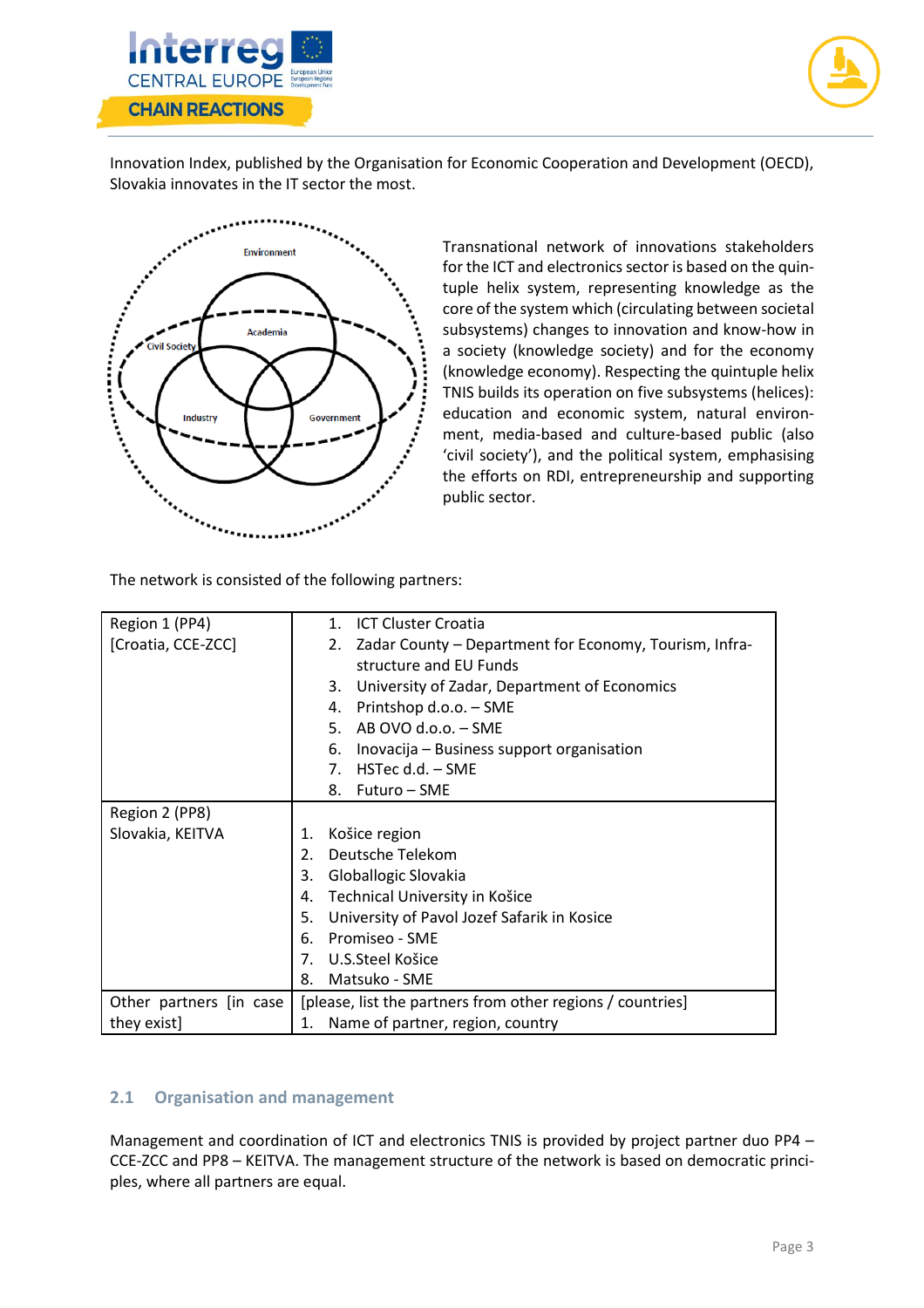Innovation Index, published by the Organisation for Economic Cooperation and Development (OECD), Slovakia innovates in the IT sector the most.

Transnational network of innovations stakeholders for the ICT and electronics sector is based on the quintuple helix system, representing knowledge as the core of the system which (circulating between societal subsystems) changes to innovation and know-how in a society (knowledge society) and for the economy (knowledge economy). Respecting the quintuple helix TNIS builds its operation on five subsystems (helices): education and economic system, natural environment, media-based and culture-based public (also 'civil society'), and the political system, emphasising the efforts on RDI, entrepreneurship and supporting public sector.

The network is consisted of the following partners:

| | |
|---|---|
| Region 1 (PP4)<br>[Croatia, CCE-ZCC] | 1. ICT Cluster Croatia<br>2. Zadar County – Department for Economy, Tourism, Infrastructure and EU Funds<br>3. University of Zadar, Department of Economics<br>4. Printshop d.o.o. – SME<br>5. AB OVO d.o.o. – SME<br>6. Inovacija – Business support organisation<br>7. HSTec d.d. – SME<br>8. Futuro – SME |
| Region 2 (PP8)<br>Slovakia, KEITVA | 1. Košice region<br>2. Deutsche Telekom<br>3. Globallogic Slovakia<br>4. Technical University in Košice<br>5. University of Pavol Jozef Safarik in Kosice<br>6. Promiseo - SME<br>7. U.S.Steel Košice<br>8. Matsuko - SME |
| Other partners [in case they exist] | [please, list the partners from other regions / countries]<br>1. Name of partner, region, country |

## 2.1 Organisation and management

Management and coordination of ICT and electronics TNIS is provided by project partner duo PP4 – CCE-ZCC and PP8 – KEITVA. The management structure of the network is based on democratic principles, where all partners are equal.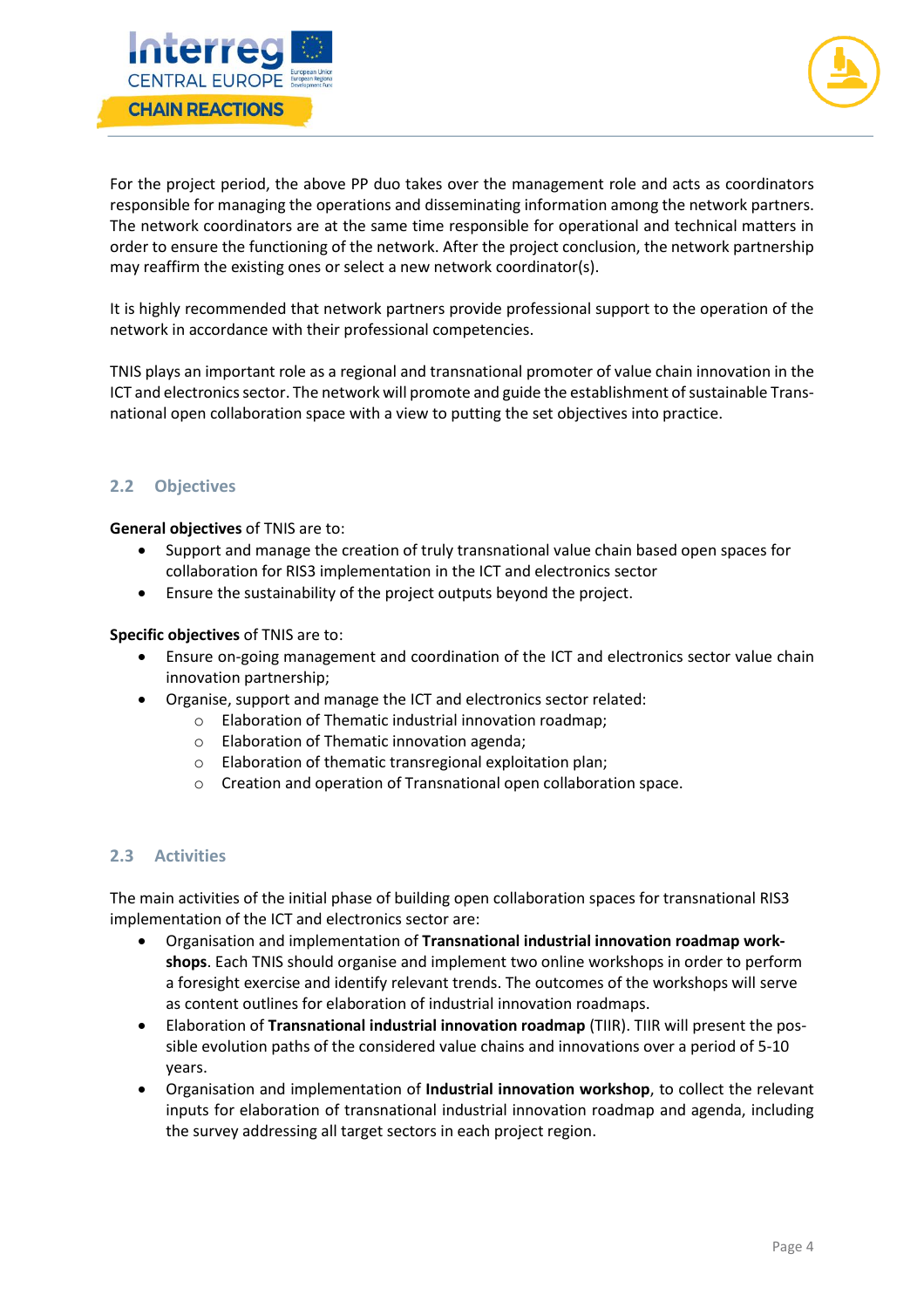For the project period, the above PP duo takes over the management role and acts as coordinators responsible for managing the operations and disseminating information among the network partners. The network coordinators are at the same time responsible for operational and technical matters in order to ensure the functioning of the network. After the project conclusion, the network partnership may reaffirm the existing ones or select a new network coordinator(s).

It is highly recommended that network partners provide professional support to the operation of the network in accordance with their professional competencies.

TNIS plays an important role as a regional and transnational promoter of value chain innovation in the ICT and electronics sector. The network will promote and guide the establishment of sustainable Transnational open collaboration space with a view to putting the set objectives into practice.

## 2.2 Objectives

**General objectives** of TNIS are to:

- Support and manage the creation of truly transnational value chain based open spaces for collaboration for RIS3 implementation in the ICT and electronics sector
- Ensure the sustainability of the project outputs beyond the project.

**Specific objectives** of TNIS are to:

- Ensure on-going management and coordination of the ICT and electronics sector value chain innovation partnership;
- Organise, support and manage the ICT and electronics sector related:
  - Elaboration of Thematic industrial innovation roadmap;
  - Elaboration of Thematic innovation agenda;
  - Elaboration of thematic transregional exploitation plan;
  - Creation and operation of Transnational open collaboration space.

## 2.3 Activities

The main activities of the initial phase of building open collaboration spaces for transnational RIS3 implementation of the ICT and electronics sector are:

- Organisation and implementation of **Transnational industrial innovation roadmap workshops**. Each TNIS should organise and implement two online workshops in order to perform a foresight exercise and identify relevant trends. The outcomes of the workshops will serve as content outlines for elaboration of industrial innovation roadmaps.
- Elaboration of **Transnational industrial innovation roadmap** (TIIR). TIIR will present the possible evolution paths of the considered value chains and innovations over a period of 5-10 years.
- Organisation and implementation of **Industrial innovation workshop**, to collect the relevant inputs for elaboration of transnational industrial innovation roadmap and agenda, including the survey addressing all target sectors in each project region.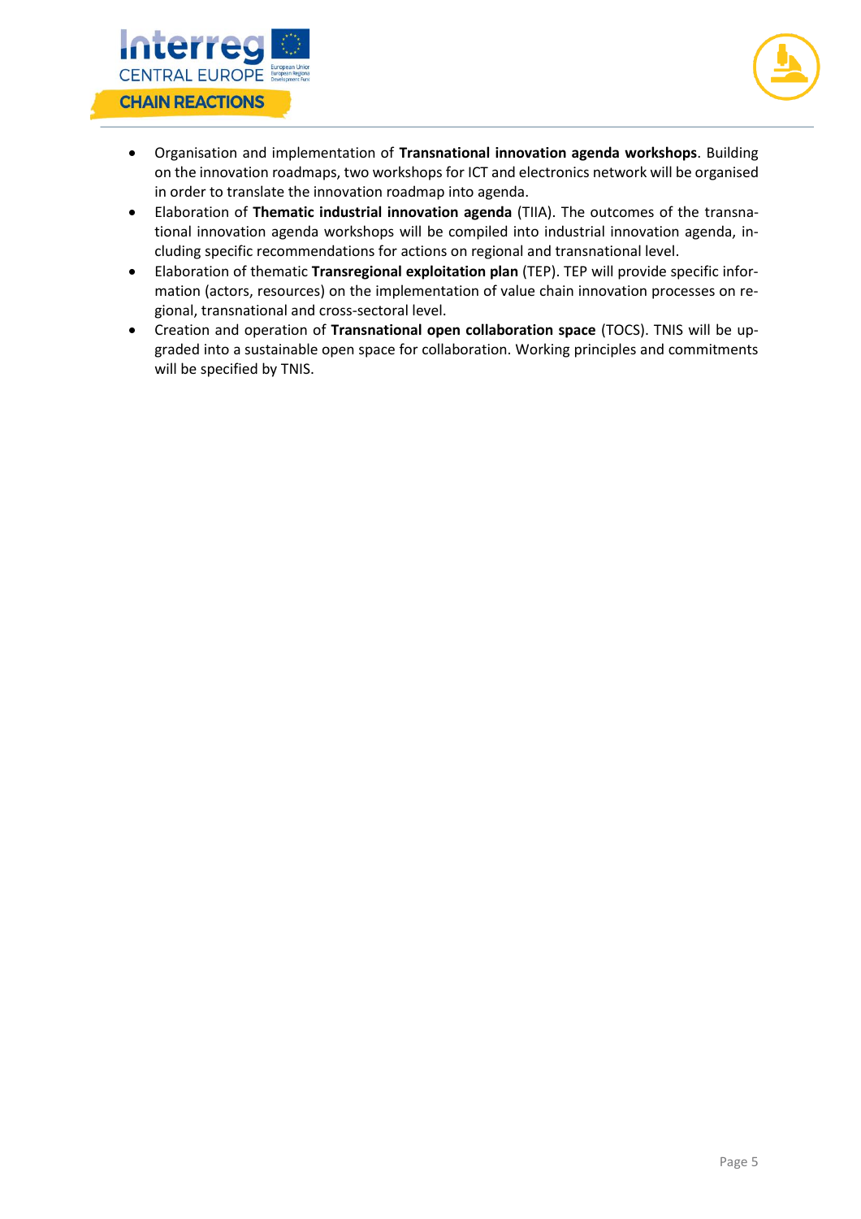- Organisation and implementation of **Transnational innovation agenda workshops**. Building on the innovation roadmaps, two workshops for ICT and electronics network will be organised in order to translate the innovation roadmap into agenda.
- Elaboration of **Thematic industrial innovation agenda** (TIIA). The outcomes of the transnational innovation agenda workshops will be compiled into industrial innovation agenda, including specific recommendations for actions on regional and transnational level.
- Elaboration of thematic **Transregional exploitation plan** (TEP). TEP will provide specific information (actors, resources) on the implementation of value chain innovation processes on regional, transnational and cross-sectoral level.
- Creation and operation of **Transnational open collaboration space** (TOCS). TNIS will be upgraded into a sustainable open space for collaboration. Working principles and commitments will be specified by TNIS.